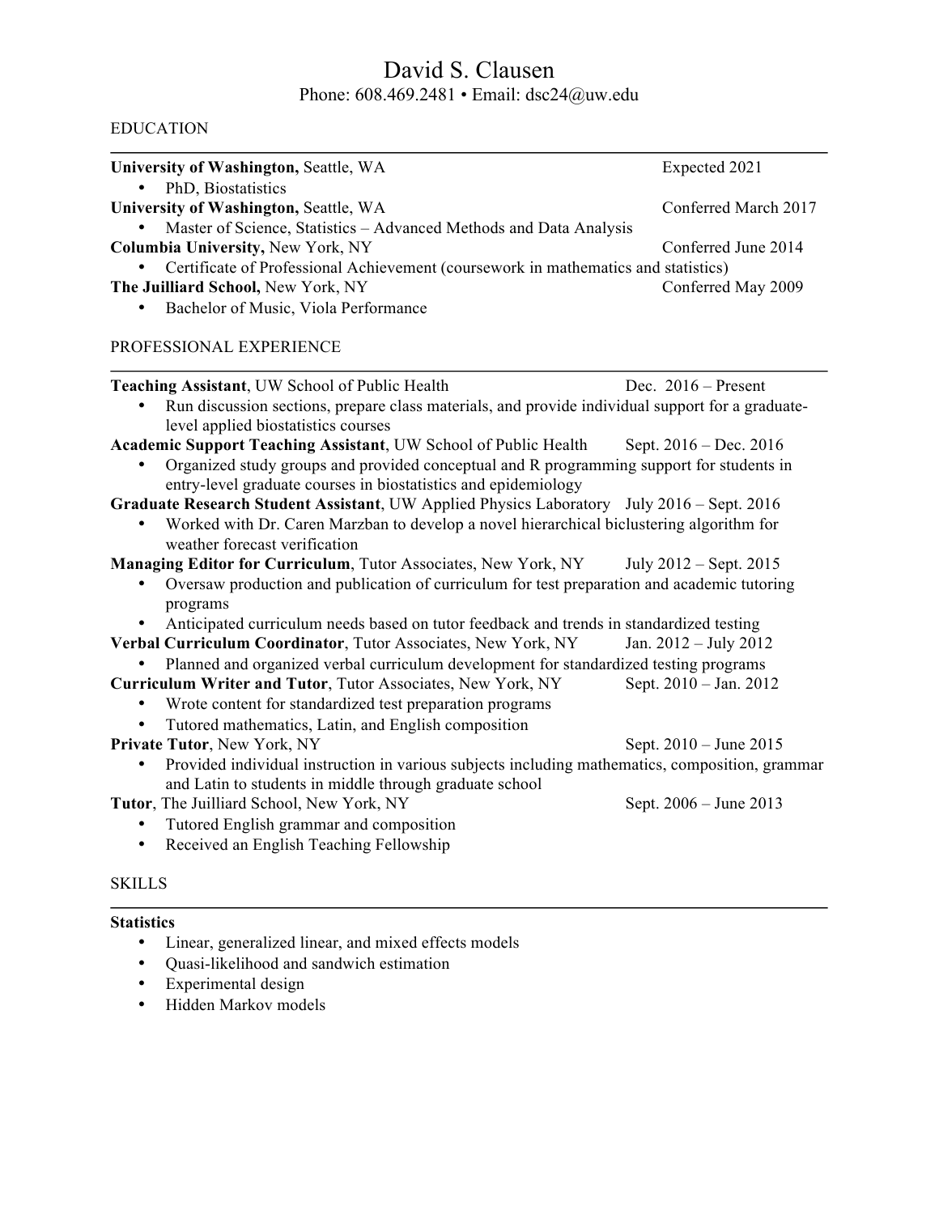# David S. Clausen

Phone: 608.469.2481 • Email: dsc24@uw.edu

## EDUCATION

**University of Washington,** Seattle, WA — Expected 2021
- PhD, Biostatistics

**University of Washington,** Seattle, WA — Conferred March 2017
- Master of Science, Statistics – Advanced Methods and Data Analysis

**Columbia University,** New York, NY — Conferred June 2014
- Certificate of Professional Achievement (coursework in mathematics and statistics)

**The Juilliard School,** New York, NY — Conferred May 2009
- Bachelor of Music, Viola Performance

## PROFESSIONAL EXPERIENCE

**Teaching Assistant**, UW School of Public Health — Dec. 2016 – Present
- Run discussion sections, prepare class materials, and provide individual support for a graduate-level applied biostatistics courses

**Academic Support Teaching Assistant**, UW School of Public Health — Sept. 2016 – Dec. 2016
- Organized study groups and provided conceptual and R programming support for students in entry-level graduate courses in biostatistics and epidemiology

**Graduate Research Student Assistant**, UW Applied Physics Laboratory — July 2016 – Sept. 2016
- Worked with Dr. Caren Marzban to develop a novel hierarchical biclustering algorithm for weather forecast verification

**Managing Editor for Curriculum**, Tutor Associates, New York, NY — July 2012 – Sept. 2015
- Oversaw production and publication of curriculum for test preparation and academic tutoring programs
- Anticipated curriculum needs based on tutor feedback and trends in standardized testing

**Verbal Curriculum Coordinator**, Tutor Associates, New York, NY — Jan. 2012 – July 2012
- Planned and organized verbal curriculum development for standardized testing programs

**Curriculum Writer and Tutor**, Tutor Associates, New York, NY — Sept. 2010 – Jan. 2012
- Wrote content for standardized test preparation programs
- Tutored mathematics, Latin, and English composition

**Private Tutor**, New York, NY — Sept. 2010 – June 2015
- Provided individual instruction in various subjects including mathematics, composition, grammar and Latin to students in middle through graduate school

**Tutor**, The Juilliard School, New York, NY — Sept. 2006 – June 2013
- Tutored English grammar and composition
- Received an English Teaching Fellowship

## SKILLS

**Statistics**
- Linear, generalized linear, and mixed effects models
- Quasi-likelihood and sandwich estimation
- Experimental design
- Hidden Markov models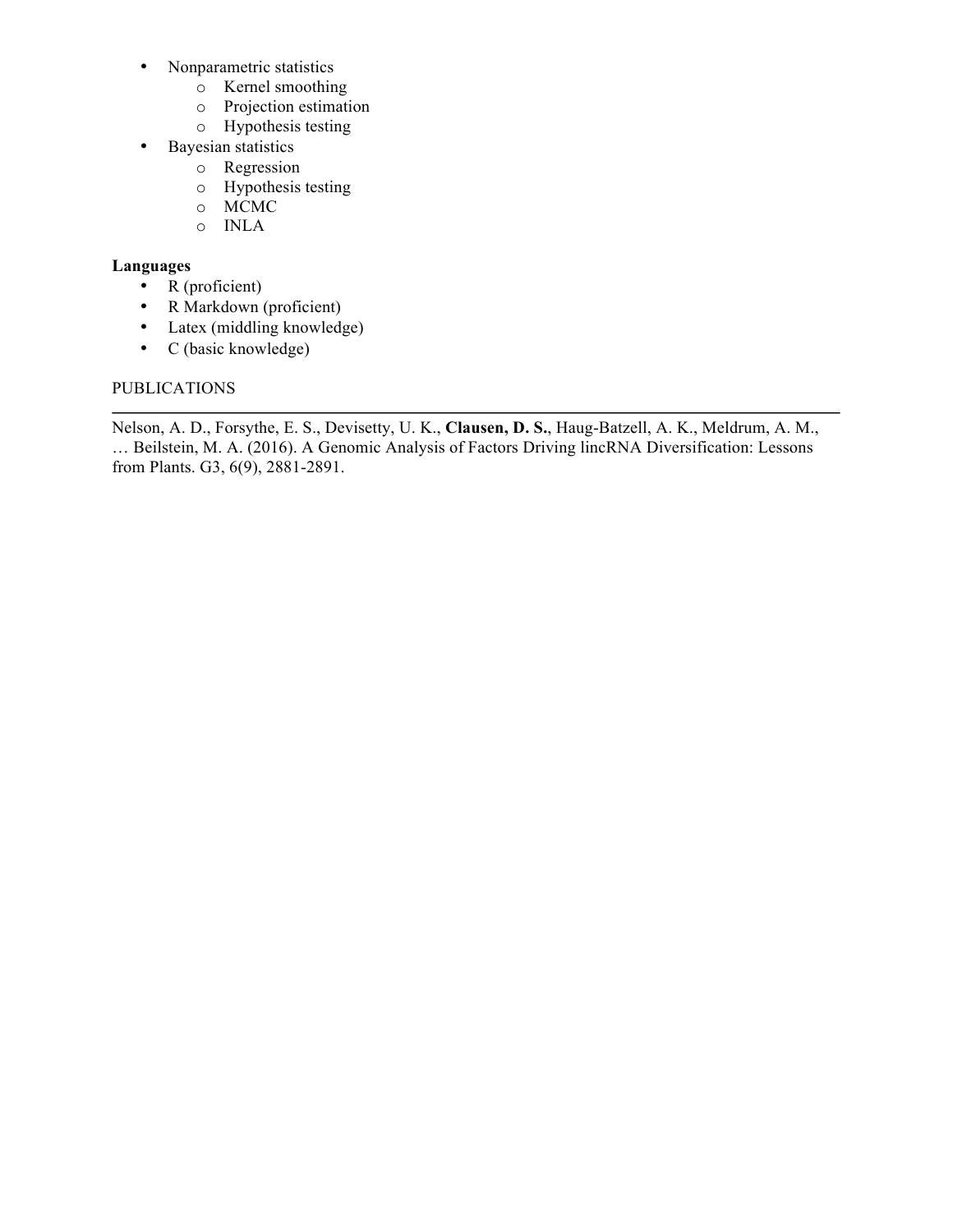- Nonparametric statistics
    - Kernel smoothing
    - Projection estimation
    - Hypothesis testing
- Bayesian statistics
    - Regression
    - Hypothesis testing
    - MCMC
    - INLA

**Languages**

- R (proficient)
- R Markdown (proficient)
- Latex (middling knowledge)
- C (basic knowledge)

## PUBLICATIONS

Nelson, A. D., Forsythe, E. S., Devisetty, U. K., **Clausen, D. S.**, Haug-Batzell, A. K., Meldrum, A. M., … Beilstein, M. A. (2016). A Genomic Analysis of Factors Driving lincRNA Diversification: Lessons from Plants. G3, 6(9), 2881-2891.